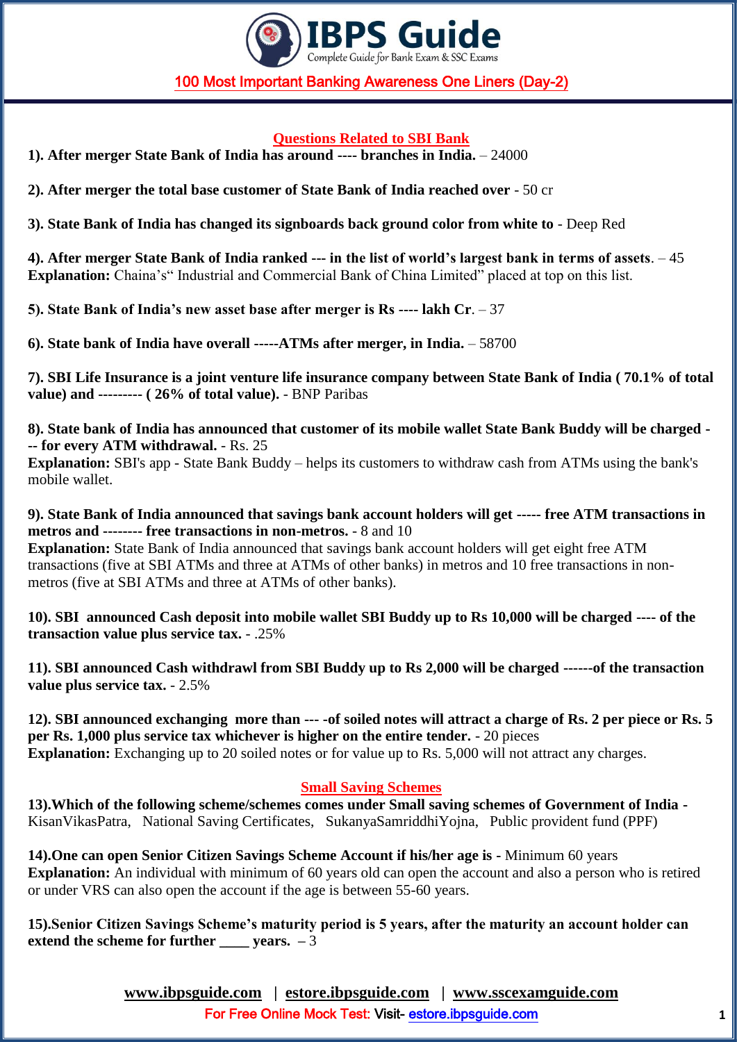## 100 Most Important Banking Awareness One Liners (Day-2)

### Questions Related to SBI Bank

**1). After merger State Bank of India has around ---- branches in India.** – 24000

**2). After merger the total base customer of State Bank of India reached over** - 50 cr

**3). State Bank of India has changed its signboards back ground color from white to** - Deep Red

**4). After merger State Bank of India ranked --- in the list of world's largest bank in terms of assets**. – 45
**Explanation:** Chaina's" Industrial and Commercial Bank of China Limited" placed at top on this list.

**5). State Bank of India's new asset base after merger is Rs ---- lakh Cr**. – 37

**6). State bank of India have overall -----ATMs after merger, in India.** – 58700

**7). SBI Life Insurance is a joint venture life insurance company between State Bank of India ( 70.1% of total value) and --------- ( 26% of total value).** - BNP Paribas

**8). State bank of India has announced that customer of its mobile wallet State Bank Buddy will be charged --- for every ATM withdrawal.** - Rs. 25
**Explanation:** SBI's app - State Bank Buddy – helps its customers to withdraw cash from ATMs using the bank's mobile wallet.

**9). State Bank of India announced that savings bank account holders will get ----- free ATM transactions in metros and -------- free transactions in non-metros.** - 8 and 10
**Explanation:** State Bank of India announced that savings bank account holders will get eight free ATM transactions (five at SBI ATMs and three at ATMs of other banks) in metros and 10 free transactions in non-metros (five at SBI ATMs and three at ATMs of other banks).

**10). SBI announced Cash deposit into mobile wallet SBI Buddy up to Rs 10,000 will be charged ---- of the transaction value plus service tax.** - .25%

**11). SBI announced Cash withdrawl from SBI Buddy up to Rs 2,000 will be charged ------of the transaction value plus service tax.** - 2.5%

**12). SBI announced exchanging more than --- -of soiled notes will attract a charge of Rs. 2 per piece or Rs. 5 per Rs. 1,000 plus service tax whichever is higher on the entire tender.** - 20 pieces
**Explanation:** Exchanging up to 20 soiled notes or for value up to Rs. 5,000 will not attract any charges.

### Small Saving Schemes

**13).Which of the following scheme/schemes comes under Small saving schemes of Government of India -** KisanVikasPatra, National Saving Certificates, SukanyaSamriddhiYojna, Public provident fund (PPF)

**14).One can open Senior Citizen Savings Scheme Account if his/her age is -** Minimum 60 years
**Explanation:** An individual with minimum of 60 years old can open the account and also a person who is retired or under VRS can also open the account if the age is between 55-60 years.

**15).Senior Citizen Savings Scheme's maturity period is 5 years, after the maturity an account holder can extend the scheme for further ____ years.** – 3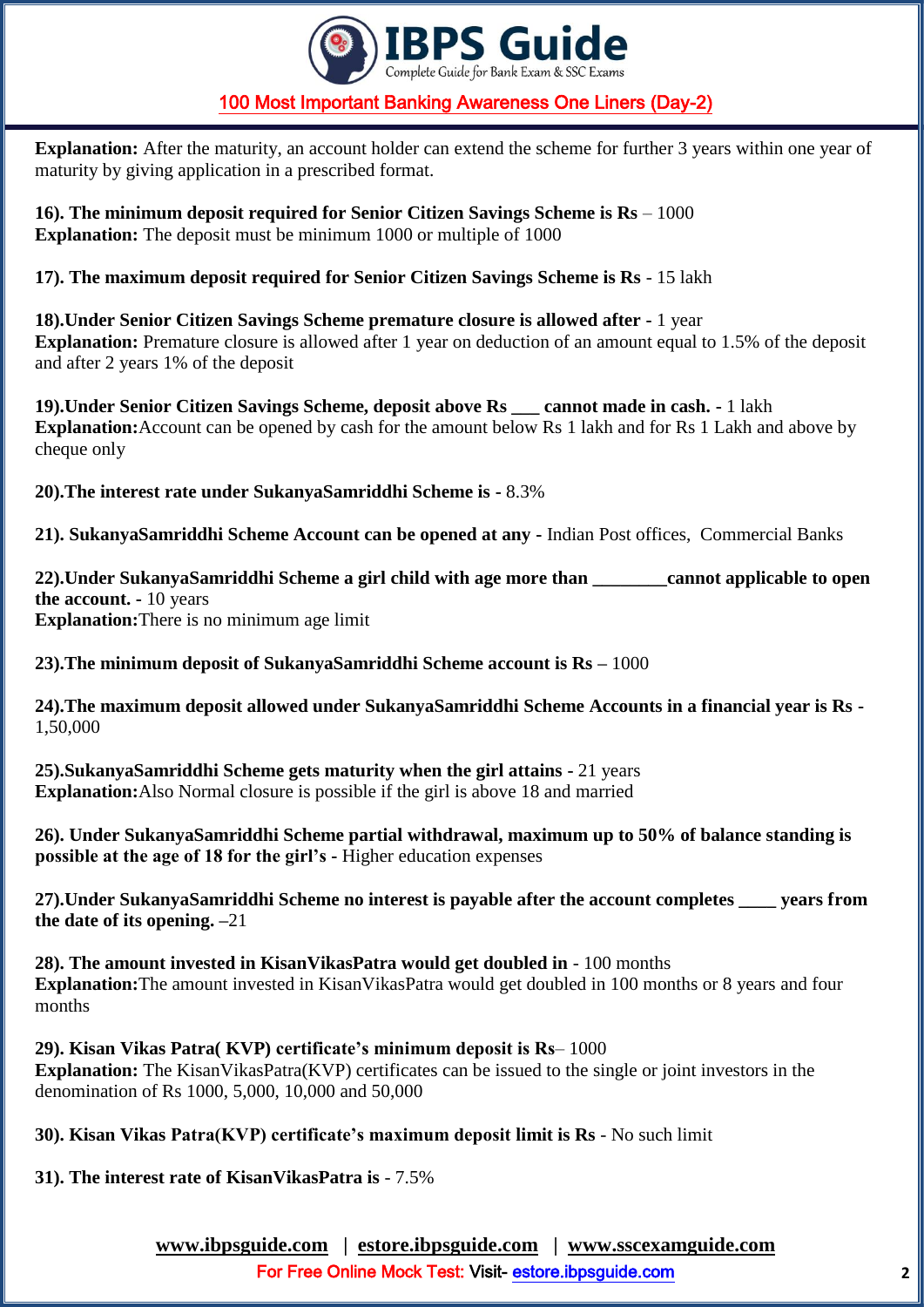**Explanation:** After the maturity, an account holder can extend the scheme for further 3 years within one year of maturity by giving application in a prescribed format.

**16). The minimum deposit required for Senior Citizen Savings Scheme is Rs** – 1000
**Explanation:** The deposit must be minimum 1000 or multiple of 1000

**17). The maximum deposit required for Senior Citizen Savings Scheme is Rs** - 15 lakh

**18).Under Senior Citizen Savings Scheme premature closure is allowed after -** 1 year
**Explanation:** Premature closure is allowed after 1 year on deduction of an amount equal to 1.5% of the deposit and after 2 years 1% of the deposit

**19).Under Senior Citizen Savings Scheme, deposit above Rs ___ cannot made in cash. -** 1 lakh
**Explanation:**Account can be opened by cash for the amount below Rs 1 lakh and for Rs 1 Lakh and above by cheque only

**20).The interest rate under SukanyaSamriddhi Scheme is** - 8.3%

**21). SukanyaSamriddhi Scheme Account can be opened at any** - Indian Post offices, Commercial Banks

**22).Under SukanyaSamriddhi Scheme a girl child with age more than ________cannot applicable to open the account. -** 10 years
**Explanation:**There is no minimum age limit

**23).The minimum deposit of SukanyaSamriddhi Scheme account is Rs –** 1000

**24).The maximum deposit allowed under SukanyaSamriddhi Scheme Accounts in a financial year is Rs -** 1,50,000

**25).SukanyaSamriddhi Scheme gets maturity when the girl attains** - 21 years
**Explanation:**Also Normal closure is possible if the girl is above 18 and married

**26). Under SukanyaSamriddhi Scheme partial withdrawal, maximum up to 50% of balance standing is possible at the age of 18 for the girl's -** Higher education expenses

**27).Under SukanyaSamriddhi Scheme no interest is payable after the account completes ____ years from the date of its opening.** –21

**28). The amount invested in KisanVikasPatra would get doubled in** - 100 months
**Explanation:**The amount invested in KisanVikasPatra would get doubled in 100 months or 8 years and four months

**29). Kisan Vikas Patra( KVP) certificate's minimum deposit is Rs**– 1000
**Explanation:** The KisanVikasPatra(KVP) certificates can be issued to the single or joint investors in the denomination of Rs 1000, 5,000, 10,000 and 50,000

**30). Kisan Vikas Patra(KVP) certificate's maximum deposit limit is Rs** - No such limit

**31). The interest rate of KisanVikasPatra is** - 7.5%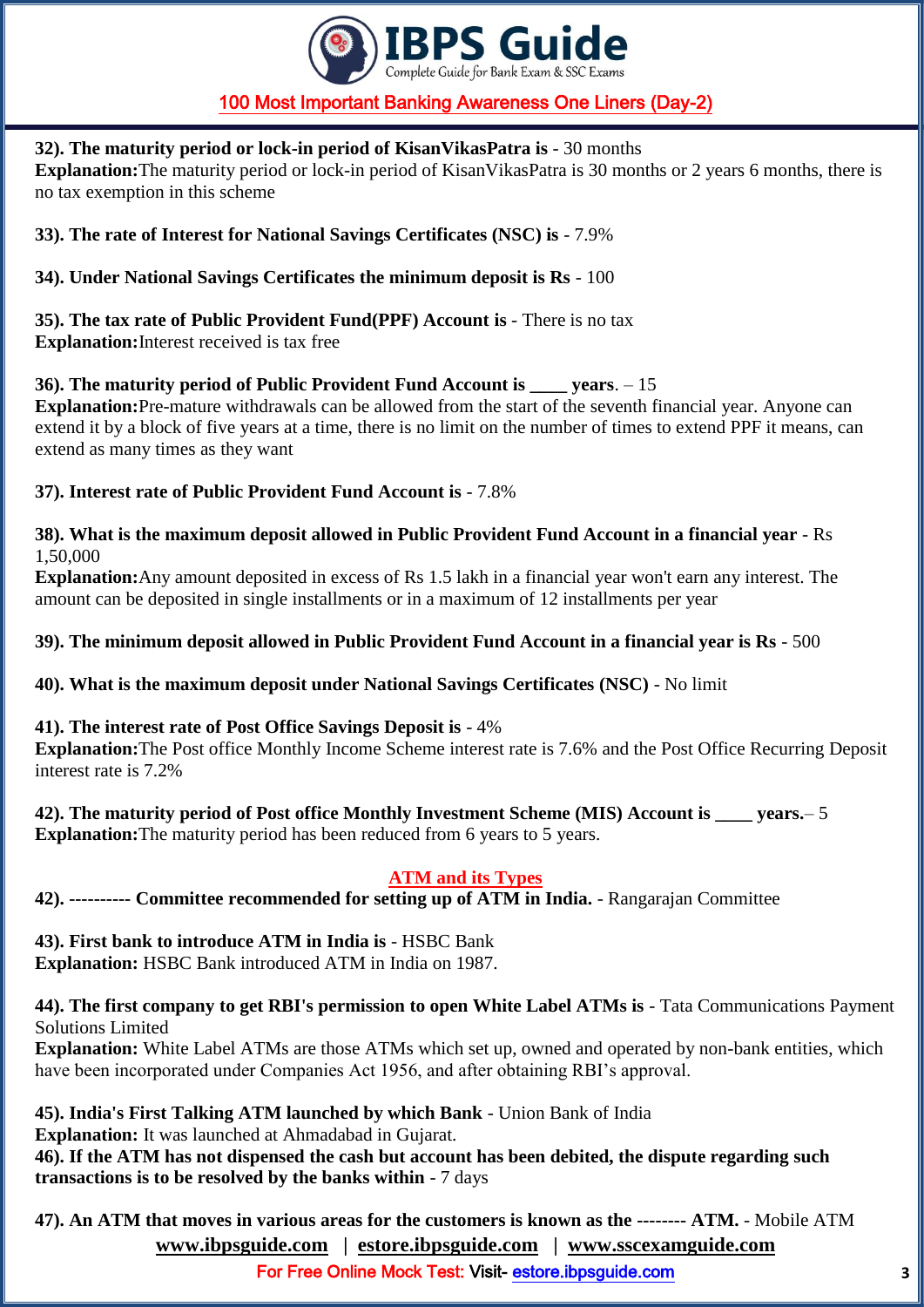**32). The maturity period or lock-in period of KisanVikasPatra is** - 30 months
**Explanation:**The maturity period or lock-in period of KisanVikasPatra is 30 months or 2 years 6 months, there is no tax exemption in this scheme

**33). The rate of Interest for National Savings Certificates (NSC) is** - 7.9%

**34). Under National Savings Certificates the minimum deposit is Rs** - 100

**35). The tax rate of Public Provident Fund(PPF) Account is** - There is no tax
**Explanation:**Interest received is tax free

**36). The maturity period of Public Provident Fund Account is ____ years**. – 15
**Explanation:**Pre-mature withdrawals can be allowed from the start of the seventh financial year. Anyone can extend it by a block of five years at a time, there is no limit on the number of times to extend PPF it means, can extend as many times as they want

**37). Interest rate of Public Provident Fund Account is** - 7.8%

**38). What is the maximum deposit allowed in Public Provident Fund Account in a financial year** - Rs 1,50,000
**Explanation:**Any amount deposited in excess of Rs 1.5 lakh in a financial year won't earn any interest. The amount can be deposited in single installments or in a maximum of 12 installments per year

**39). The minimum deposit allowed in Public Provident Fund Account in a financial year is Rs** - 500

**40). What is the maximum deposit under National Savings Certificates (NSC)** - No limit

**41). The interest rate of Post Office Savings Deposit is** - 4%
**Explanation:**The Post office Monthly Income Scheme interest rate is 7.6% and the Post Office Recurring Deposit interest rate is 7.2%

**42). The maturity period of Post office Monthly Investment Scheme (MIS) Account is ____ years.**– 5
**Explanation:**The maturity period has been reduced from 6 years to 5 years.

## ATM and its Types

**42). ---------- Committee recommended for setting up of ATM in India.** - Rangarajan Committee

**43). First bank to introduce ATM in India is** - HSBC Bank
**Explanation:** HSBC Bank introduced ATM in India on 1987.

**44). The first company to get RBI's permission to open White Label ATMs is** - Tata Communications Payment Solutions Limited
**Explanation:** White Label ATMs are those ATMs which set up, owned and operated by non-bank entities, which have been incorporated under Companies Act 1956, and after obtaining RBI's approval.

**45). India's First Talking ATM launched by which Bank** - Union Bank of India
**Explanation:** It was launched at Ahmadabad in Gujarat.

**46). If the ATM has not dispensed the cash but account has been debited, the dispute regarding such transactions is to be resolved by the banks within** - 7 days

**47). An ATM that moves in various areas for the customers is known as the -------- ATM.** - Mobile ATM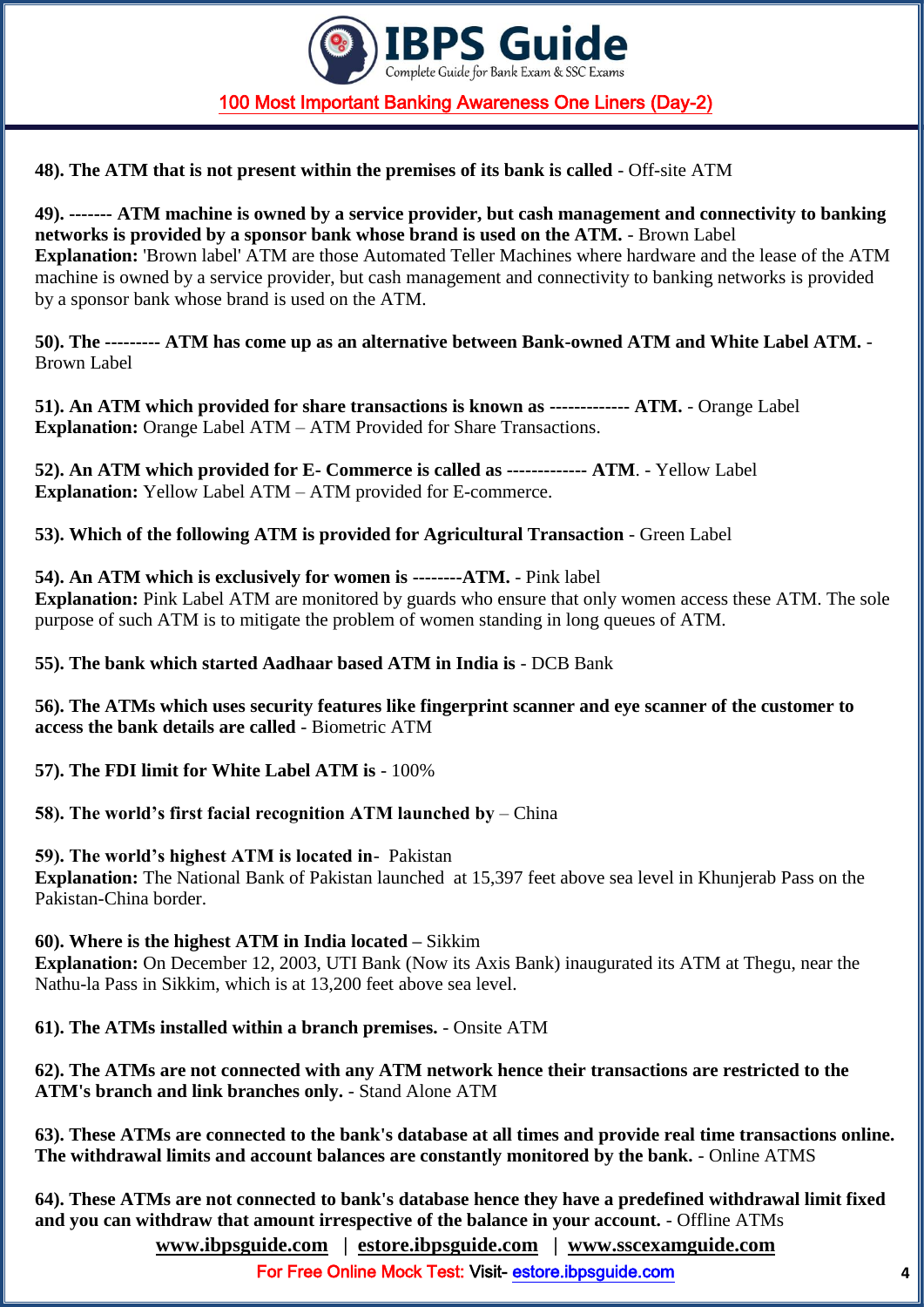**48). The ATM that is not present within the premises of its bank is called** - Off-site ATM

**49). ------- ATM machine is owned by a service provider, but cash management and connectivity to banking networks is provided by a sponsor bank whose brand is used on the ATM.** - Brown Label
**Explanation:** 'Brown label' ATM are those Automated Teller Machines where hardware and the lease of the ATM machine is owned by a service provider, but cash management and connectivity to banking networks is provided by a sponsor bank whose brand is used on the ATM.

**50). The --------- ATM has come up as an alternative between Bank-owned ATM and White Label ATM.** - Brown Label

**51). An ATM which provided for share transactions is known as ------------ ATM.** - Orange Label
**Explanation:** Orange Label ATM – ATM Provided for Share Transactions.

**52). An ATM which provided for E- Commerce is called as ------------ ATM**. - Yellow Label
**Explanation:** Yellow Label ATM – ATM provided for E-commerce.

**53). Which of the following ATM is provided for Agricultural Transaction** - Green Label

**54). An ATM which is exclusively for women is --------ATM.** - Pink label
**Explanation:** Pink Label ATM are monitored by guards who ensure that only women access these ATM. The sole purpose of such ATM is to mitigate the problem of women standing in long queues of ATM.

**55). The bank which started Aadhaar based ATM in India is** - DCB Bank

**56). The ATMs which uses security features like fingerprint scanner and eye scanner of the customer to access the bank details are called** - Biometric ATM

**57). The FDI limit for White Label ATM is** - 100%

**58). The world's first facial recognition ATM launched by** – China

**59). The world's highest ATM is located in**- Pakistan
**Explanation:** The National Bank of Pakistan launched at 15,397 feet above sea level in Khunjerab Pass on the Pakistan-China border.

**60). Where is the highest ATM in India located –** Sikkim
**Explanation:** On December 12, 2003, UTI Bank (Now its Axis Bank) inaugurated its ATM at Thegu, near the Nathu-la Pass in Sikkim, which is at 13,200 feet above sea level.

**61). The ATMs installed within a branch premises.** - Onsite ATM

**62). The ATMs are not connected with any ATM network hence their transactions are restricted to the ATM's branch and link branches only.** - Stand Alone ATM

**63). These ATMs are connected to the bank's database at all times and provide real time transactions online. The withdrawal limits and account balances are constantly monitored by the bank.** - Online ATMS

**64). These ATMs are not connected to bank's database hence they have a predefined withdrawal limit fixed and you can withdraw that amount irrespective of the balance in your account.** - Offline ATMs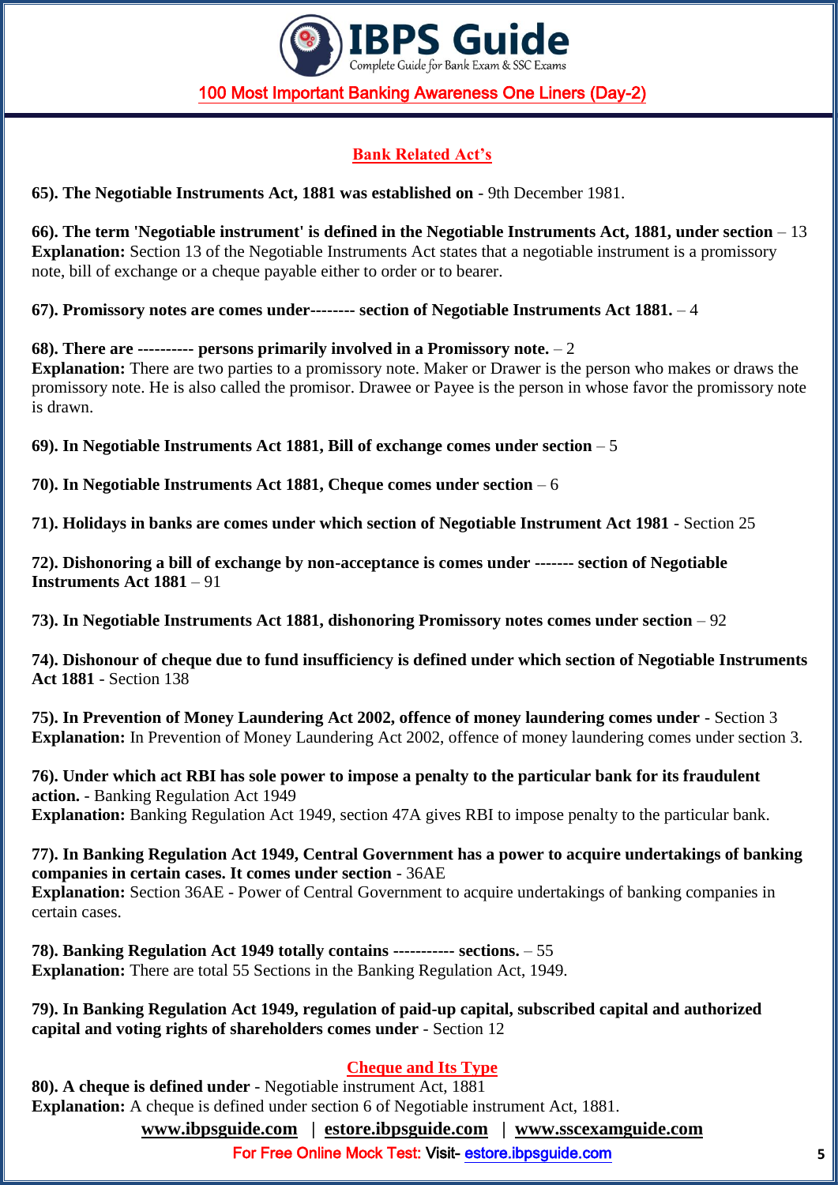## Bank Related Act's

**65). The Negotiable Instruments Act, 1881 was established on** - 9th December 1981.

**66). The term 'Negotiable instrument' is defined in the Negotiable Instruments Act, 1881, under section** – 13
**Explanation:** Section 13 of the Negotiable Instruments Act states that a negotiable instrument is a promissory note, bill of exchange or a cheque payable either to order or to bearer.

**67). Promissory notes are comes under-------- section of Negotiable Instruments Act 1881.** – 4

**68). There are ---------- persons primarily involved in a Promissory note.** – 2
**Explanation:** There are two parties to a promissory note. Maker or Drawer is the person who makes or draws the promissory note. He is also called the promisor. Drawee or Payee is the person in whose favor the promissory note is drawn.

**69). In Negotiable Instruments Act 1881, Bill of exchange comes under section** – 5

**70). In Negotiable Instruments Act 1881, Cheque comes under section** – 6

**71). Holidays in banks are comes under which section of Negotiable Instrument Act 1981** - Section 25

**72). Dishonoring a bill of exchange by non-acceptance is comes under ------- section of Negotiable Instruments Act 1881** – 91

**73). In Negotiable Instruments Act 1881, dishonoring Promissory notes comes under section** – 92

**74). Dishonour of cheque due to fund insufficiency is defined under which section of Negotiable Instruments Act 1881** - Section 138

**75). In Prevention of Money Laundering Act 2002, offence of money laundering comes under** - Section 3
**Explanation:** In Prevention of Money Laundering Act 2002, offence of money laundering comes under section 3.

**76). Under which act RBI has sole power to impose a penalty to the particular bank for its fraudulent action.** - Banking Regulation Act 1949
**Explanation:** Banking Regulation Act 1949, section 47A gives RBI to impose penalty to the particular bank.

**77). In Banking Regulation Act 1949, Central Government has a power to acquire undertakings of banking companies in certain cases. It comes under section** - 36AE
**Explanation:** Section 36AE - Power of Central Government to acquire undertakings of banking companies in certain cases.

**78). Banking Regulation Act 1949 totally contains ----------- sections.** – 55
**Explanation:** There are total 55 Sections in the Banking Regulation Act, 1949.

**79). In Banking Regulation Act 1949, regulation of paid-up capital, subscribed capital and authorized capital and voting rights of shareholders comes under** - Section 12

## Cheque and Its Type

**80). A cheque is defined under** - Negotiable instrument Act, 1881
**Explanation:** A cheque is defined under section 6 of Negotiable instrument Act, 1881.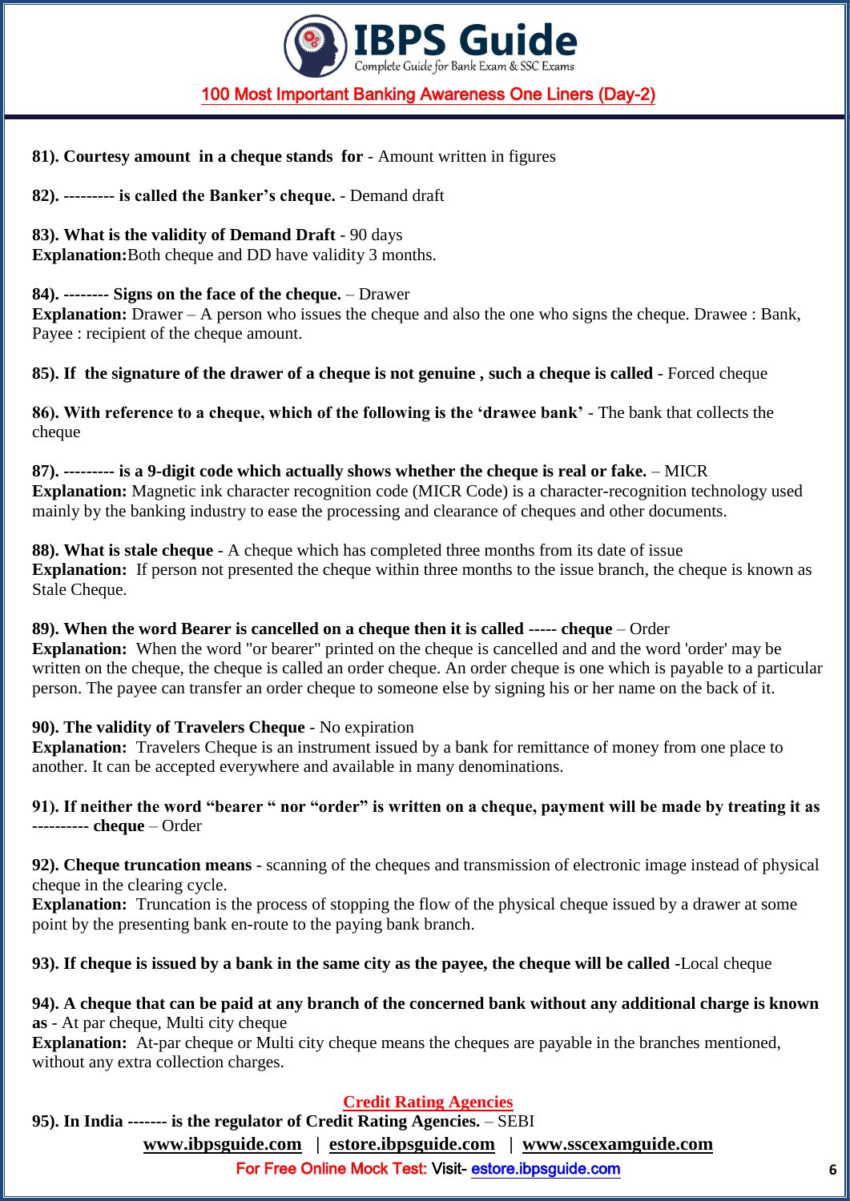**81). Courtesy amount in a cheque stands for** - Amount written in figures

**82). --------- is called the Banker's cheque.** - Demand draft

**83). What is the validity of Demand Draft** - 90 days
**Explanation:**Both cheque and DD have validity 3 months.

**84). -------- Signs on the face of the cheque.** – Drawer
**Explanation:** Drawer – A person who issues the cheque and also the one who signs the cheque. Drawee : Bank, Payee : recipient of the cheque amount.

**85). If the signature of the drawer of a cheque is not genuine , such a cheque is called** - Forced cheque

**86). With reference to a cheque, which of the following is the 'drawee bank'** - The bank that collects the cheque

**87). --------- is a 9-digit code which actually shows whether the cheque is real or fake.** – MICR
**Explanation:** Magnetic ink character recognition code (MICR Code) is a character-recognition technology used mainly by the banking industry to ease the processing and clearance of cheques and other documents.

**88). What is stale cheque** - A cheque which has completed three months from its date of issue
**Explanation:** If person not presented the cheque within three months to the issue branch, the cheque is known as Stale Cheque.

**89). When the word Bearer is cancelled on a cheque then it is called ----- cheque** – Order
**Explanation:** When the word "or bearer" printed on the cheque is cancelled and and the word 'order' may be written on the cheque, the cheque is called an order cheque. An order cheque is one which is payable to a particular person. The payee can transfer an order cheque to someone else by signing his or her name on the back of it.

**90). The validity of Travelers Cheque** - No expiration
**Explanation:** Travelers Cheque is an instrument issued by a bank for remittance of money from one place to another. It can be accepted everywhere and available in many denominations.

**91). If neither the word "bearer " nor "order" is written on a cheque, payment will be made by treating it as ---------- cheque** – Order

**92). Cheque truncation means** - scanning of the cheques and transmission of electronic image instead of physical cheque in the clearing cycle.
**Explanation:** Truncation is the process of stopping the flow of the physical cheque issued by a drawer at some point by the presenting bank en-route to the paying bank branch.

**93). If cheque is issued by a bank in the same city as the payee, the cheque will be called** -Local cheque

**94). A cheque that can be paid at any branch of the concerned bank without any additional charge is known as** - At par cheque, Multi city cheque
**Explanation:** At-par cheque or Multi city cheque means the cheques are payable in the branches mentioned, without any extra collection charges.

## Credit Rating Agencies

**95). In India ------- is the regulator of Credit Rating Agencies.** – SEBI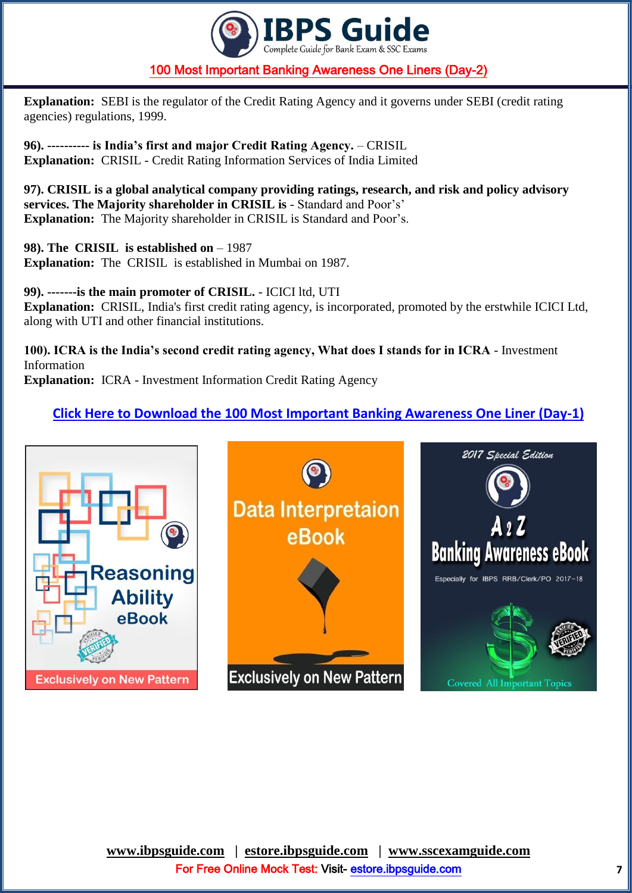**Explanation:** SEBI is the regulator of the Credit Rating Agency and it governs under SEBI (credit rating agencies) regulations, 1999.

**96). ---------- is India's first and major Credit Rating Agency.** – CRISIL
**Explanation:** CRISIL - Credit Rating Information Services of India Limited

**97). CRISIL is a global analytical company providing ratings, research, and risk and policy advisory services. The Majority shareholder in CRISIL is** - Standard and Poor's'
**Explanation:** The Majority shareholder in CRISIL is Standard and Poor's.

**98). The CRISIL is established on** – 1987
**Explanation:** The CRISIL is established in Mumbai on 1987.

**99). -------is the main promoter of CRISIL.** - ICICI ltd, UTI
**Explanation:** CRISIL, India's first credit rating agency, is incorporated, promoted by the erstwhile ICICI Ltd, along with UTI and other financial institutions.

**100). ICRA is the India's second credit rating agency, What does I stands for in ICRA** - Investment Information
**Explanation:** ICRA - Investment Information Credit Rating Agency

Click Here to Download the 100 Most Important Banking Awareness One Liner (Day-1)